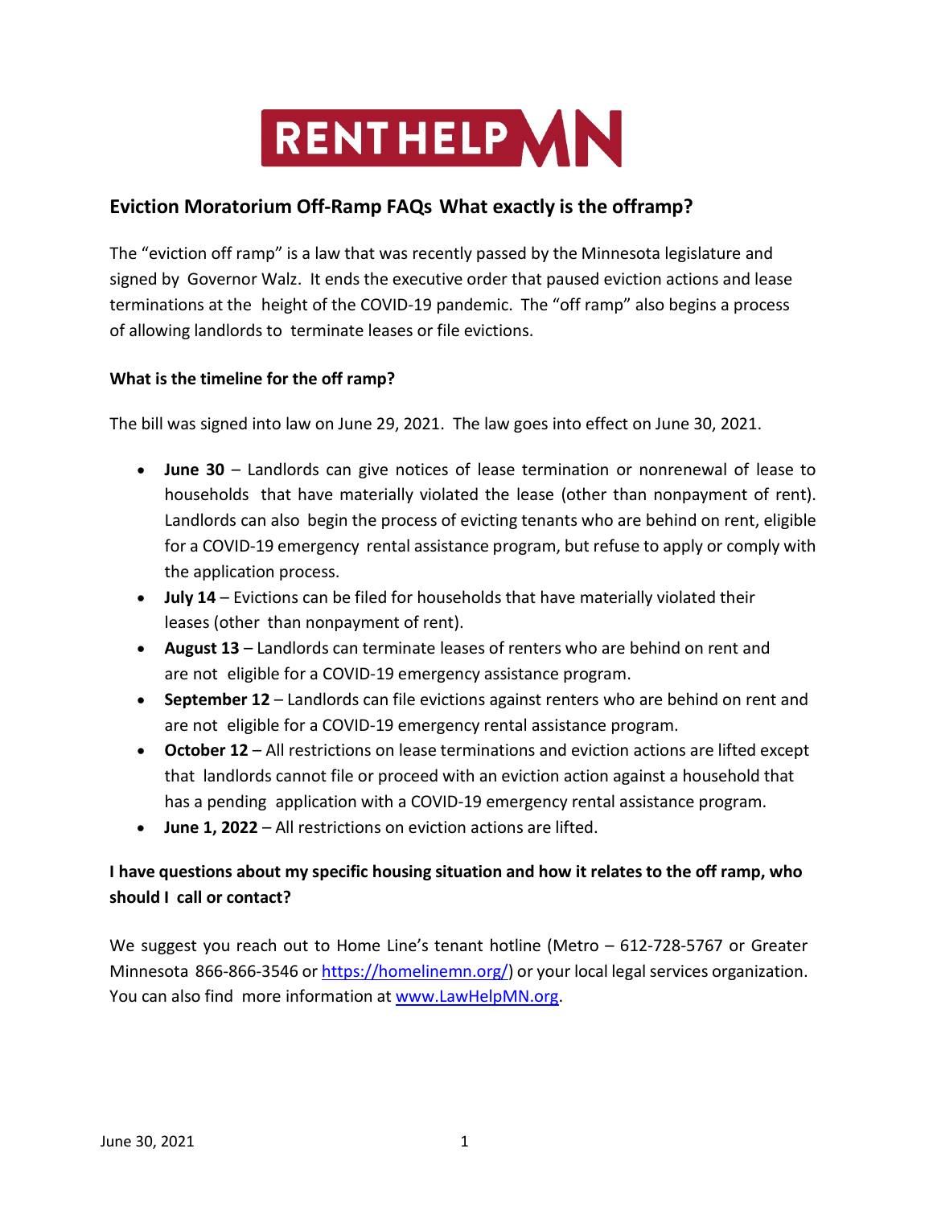# RENTHELP MN

## Eviction Moratorium Off-Ramp FAQs What exactly is the offramp?

The "eviction off ramp" is a law that was recently passed by the Minnesota legislature and signed by Governor Walz. It ends the executive order that paused eviction actions and lease terminations at the height of the COVID-19 pandemic. The "off ramp" also begins a process of allowing landlords to terminate leases or file evictions.

**What is the timeline for the off ramp?**

The bill was signed into law on June 29, 2021. The law goes into effect on June 30, 2021.

- **June 30** – Landlords can give notices of lease termination or nonrenewal of lease to households that have materially violated the lease (other than nonpayment of rent). Landlords can also begin the process of evicting tenants who are behind on rent, eligible for a COVID-19 emergency rental assistance program, but refuse to apply or comply with the application process.
- **July 14** – Evictions can be filed for households that have materially violated their leases (other than nonpayment of rent).
- **August 13** – Landlords can terminate leases of renters who are behind on rent and are not eligible for a COVID-19 emergency assistance program.
- **September 12** – Landlords can file evictions against renters who are behind on rent and are not eligible for a COVID-19 emergency rental assistance program.
- **October 12** – All restrictions on lease terminations and eviction actions are lifted except that landlords cannot file or proceed with an eviction action against a household that has a pending application with a COVID-19 emergency rental assistance program.
- **June 1, 2022** – All restrictions on eviction actions are lifted.

**I have questions about my specific housing situation and how it relates to the off ramp, who should I call or contact?**

We suggest you reach out to Home Line's tenant hotline (Metro – 612-728-5767 or Greater Minnesota 866-866-3546 or https://homelinemn.org/) or your local legal services organization. You can also find more information at www.LawHelpMN.org.

June 30, 2021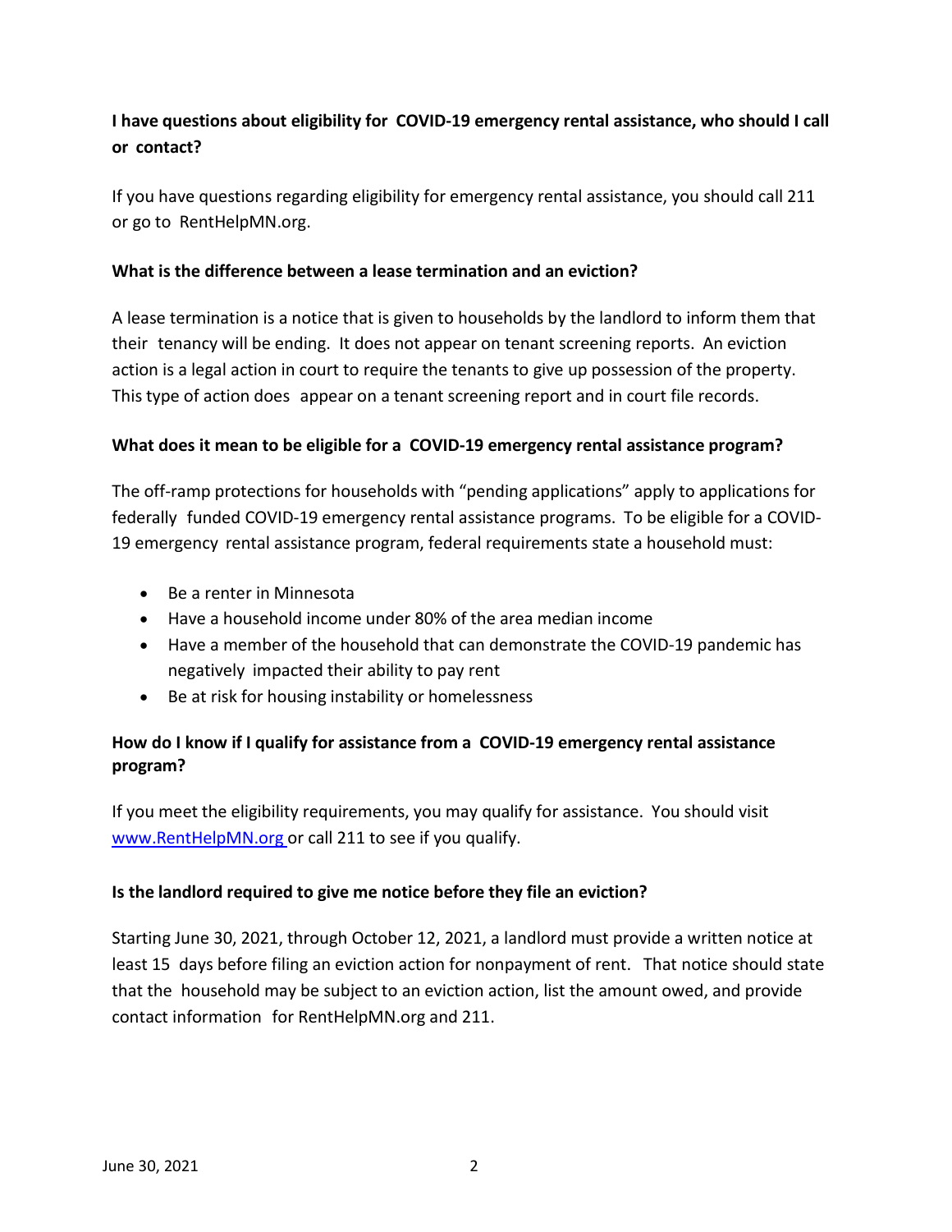**I have questions about eligibility for COVID-19 emergency rental assistance, who should I call or contact?**

If you have questions regarding eligibility for emergency rental assistance, you should call 211 or go to RentHelpMN.org.

**What is the difference between a lease termination and an eviction?**

A lease termination is a notice that is given to households by the landlord to inform them that their tenancy will be ending. It does not appear on tenant screening reports. An eviction action is a legal action in court to require the tenants to give up possession of the property. This type of action does appear on a tenant screening report and in court file records.

**What does it mean to be eligible for a COVID-19 emergency rental assistance program?**

The off-ramp protections for households with "pending applications" apply to applications for federally funded COVID-19 emergency rental assistance programs. To be eligible for a COVID-19 emergency rental assistance program, federal requirements state a household must:

- Be a renter in Minnesota
- Have a household income under 80% of the area median income
- Have a member of the household that can demonstrate the COVID-19 pandemic has negatively impacted their ability to pay rent
- Be at risk for housing instability or homelessness

**How do I know if I qualify for assistance from a COVID-19 emergency rental assistance program?**

If you meet the eligibility requirements, you may qualify for assistance. You should visit [www.RentHelpMN.org](http://www.RentHelpMN.org) or call 211 to see if you qualify.

**Is the landlord required to give me notice before they file an eviction?**

Starting June 30, 2021, through October 12, 2021, a landlord must provide a written notice at least 15 days before filing an eviction action for nonpayment of rent. That notice should state that the household may be subject to an eviction action, list the amount owed, and provide contact information for RentHelpMN.org and 211.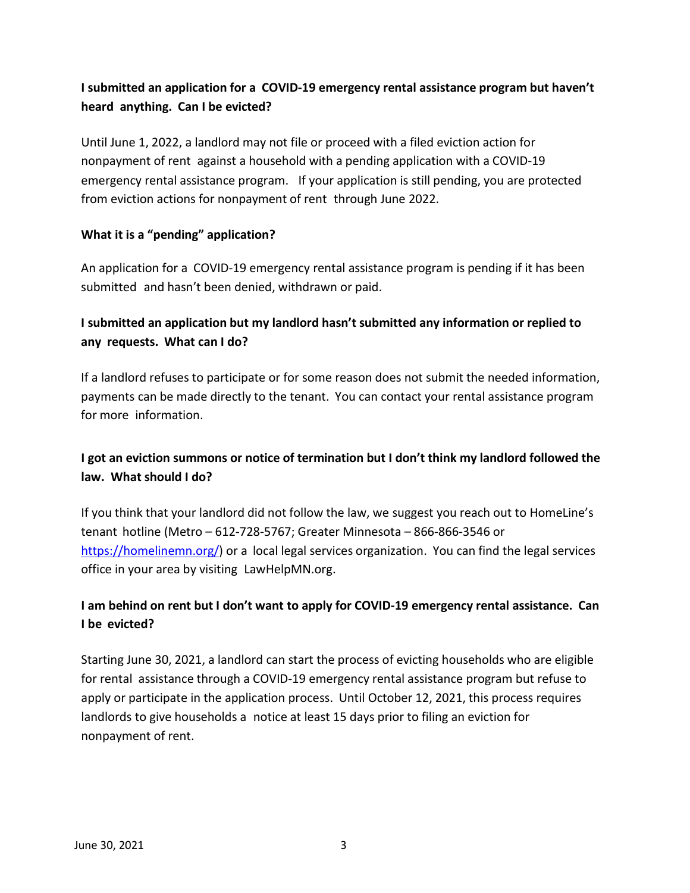**I submitted an application for a COVID-19 emergency rental assistance program but haven't heard anything. Can I be evicted?**

Until June 1, 2022, a landlord may not file or proceed with a filed eviction action for nonpayment of rent against a household with a pending application with a COVID-19 emergency rental assistance program. If your application is still pending, you are protected from eviction actions for nonpayment of rent through June 2022.

**What it is a "pending" application?**

An application for a COVID-19 emergency rental assistance program is pending if it has been submitted and hasn't been denied, withdrawn or paid.

**I submitted an application but my landlord hasn't submitted any information or replied to any requests. What can I do?**

If a landlord refuses to participate or for some reason does not submit the needed information, payments can be made directly to the tenant. You can contact your rental assistance program for more information.

**I got an eviction summons or notice of termination but I don't think my landlord followed the law. What should I do?**

If you think that your landlord did not follow the law, we suggest you reach out to HomeLine's tenant hotline (Metro – 612-728-5767; Greater Minnesota – 866-866-3546 or [https://homelinemn.org/](https://homelinemn.org/)) or a local legal services organization. You can find the legal services office in your area by visiting LawHelpMN.org.

**I am behind on rent but I don't want to apply for COVID-19 emergency rental assistance. Can I be evicted?**

Starting June 30, 2021, a landlord can start the process of evicting households who are eligible for rental assistance through a COVID-19 emergency rental assistance program but refuse to apply or participate in the application process. Until October 12, 2021, this process requires landlords to give households a notice at least 15 days prior to filing an eviction for nonpayment of rent.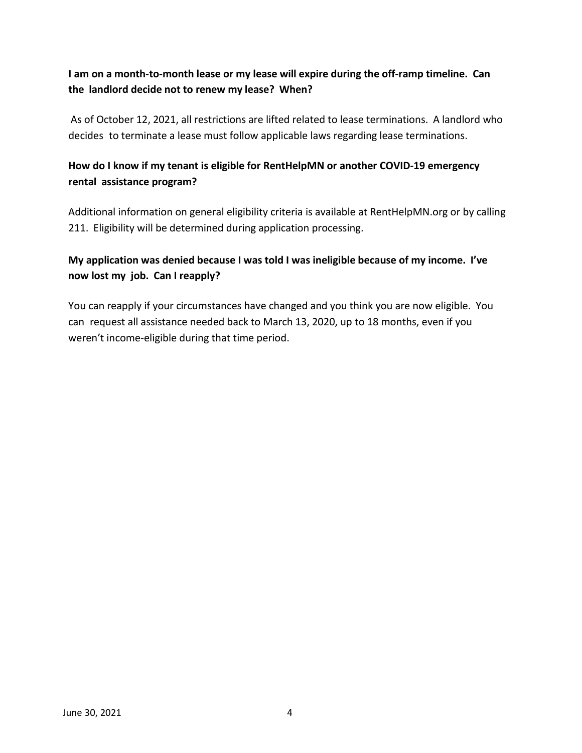**I am on a month-to-month lease or my lease will expire during the off-ramp timeline. Can the landlord decide not to renew my lease? When?**

As of October 12, 2021, all restrictions are lifted related to lease terminations. A landlord who decides to terminate a lease must follow applicable laws regarding lease terminations.

**How do I know if my tenant is eligible for RentHelpMN or another COVID-19 emergency rental assistance program?**

Additional information on general eligibility criteria is available at RentHelpMN.org or by calling 211. Eligibility will be determined during application processing.

**My application was denied because I was told I was ineligible because of my income. I've now lost my job. Can I reapply?**

You can reapply if your circumstances have changed and you think you are now eligible. You can request all assistance needed back to March 13, 2020, up to 18 months, even if you weren't income-eligible during that time period.